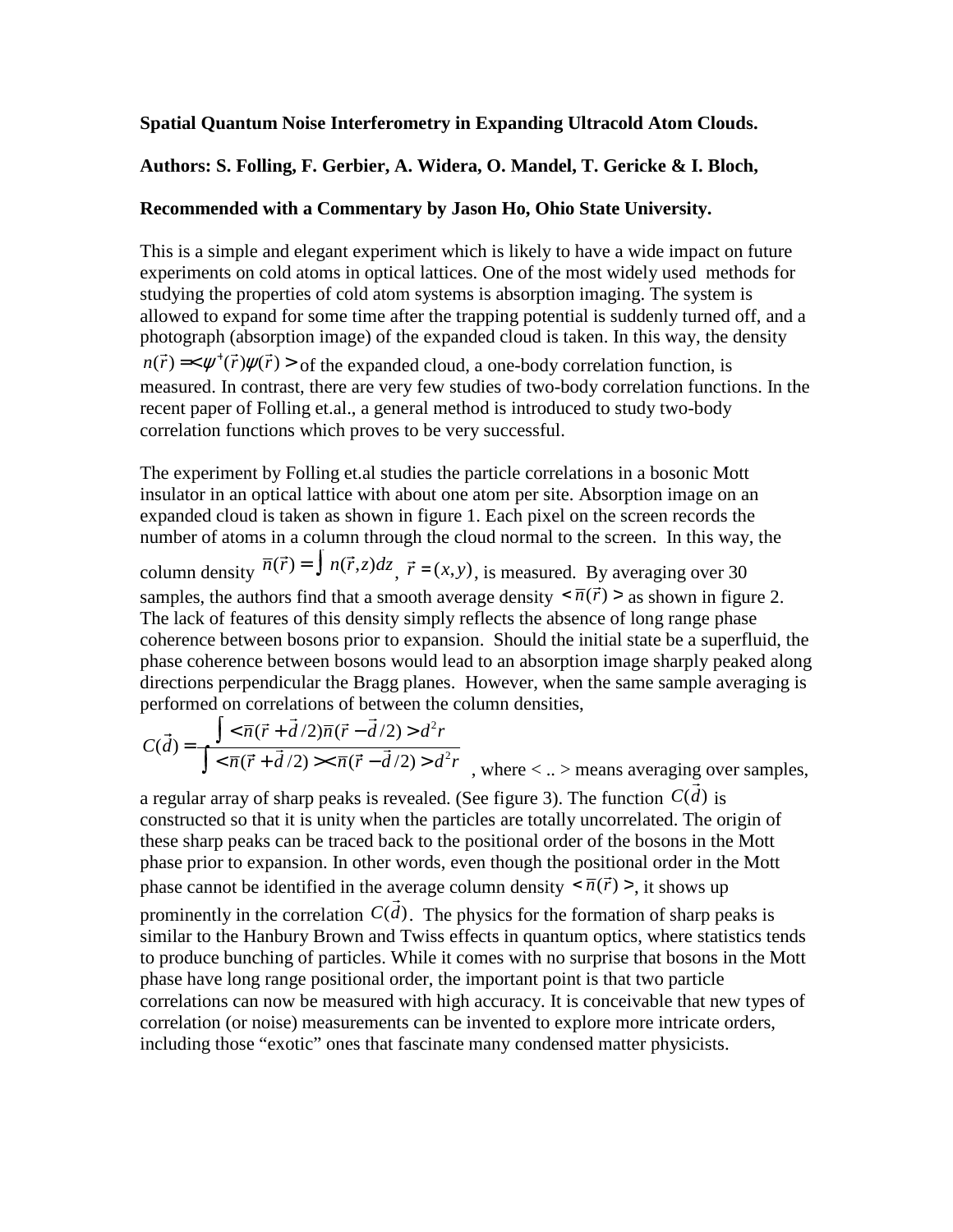**Spatial Quantum Noise Interferometry in Expanding Ultracold Atom Clouds.**

**Authors: S. Folling, F. Gerbier, A. Widera, O. Mandel, T. Gericke & I. Bloch,**

**Recommended with a Commentary by Jason Ho, Ohio State University.**

This is a simple and elegant experiment which is likely to have a wide impact on future experiments on cold atoms in optical lattices. One of the most widely used methods for studying the properties of cold atom systems is absorption imaging. The system is allowed to expand for some time after the trapping potential is suddenly turned off, and a photograph (absorption image) of the expanded cloud is taken. In this way, the density $n(\vec{r}) = <\psi^{+}(\vec{r})\psi(\vec{r})>$ of the expanded cloud, a one-body correlation function, is measured. In contrast, there are very few studies of two-body correlation functions. In the recent paper of Folling et.al., a general method is introduced to study two-body correlation functions which proves to be very successful.

The experiment by Folling et.al studies the particle correlations in a bosonic Mott insulator in an optical lattice with about one atom per site. Absorption image on an expanded cloud is taken as shown in figure 1. Each pixel on the screen records the number of atoms in a column through the cloud normal to the screen. In this way, the column density $\overline{n}(\vec{r}) = \int n(\vec{r},z)dz$, $\vec{r} = (x,y)$, is measured. By averaging over 30 samples, the authors find that a smooth average density $<\overline{n}(\vec{r})>$ as shown in figure 2. The lack of features of this density simply reflects the absence of long range phase coherence between bosons prior to expansion. Should the initial state be a superfluid, the phase coherence between bosons would lead to an absorption image sharply peaked along directions perpendicular the Bragg planes. However, when the same sample averaging is performed on correlations of between the column densities,

$$C(\vec{d}) = \frac{\int <\overline{n}(\vec{r}+\vec{d}/2)\overline{n}(\vec{r}-\vec{d}/2)> d^2r}{\int <\overline{n}(\vec{r}+\vec{d}/2)><\overline{n}(\vec{r}-\vec{d}/2)> d^2r}$$

, where < .. > means averaging over samples, a regular array of sharp peaks is revealed. (See figure 3). The function $C(\vec{d})$ is constructed so that it is unity when the particles are totally uncorrelated. The origin of these sharp peaks can be traced back to the positional order of the bosons in the Mott phase prior to expansion. In other words, even though the positional order in the Mott phase cannot be identified in the average column density $<\overline{n}(\vec{r})>$, it shows up prominently in the correlation $C(\vec{d})$. The physics for the formation of sharp peaks is similar to the Hanbury Brown and Twiss effects in quantum optics, where statistics tends to produce bunching of particles. While it comes with no surprise that bosons in the Mott phase have long range positional order, the important point is that two particle correlations can now be measured with high accuracy. It is conceivable that new types of correlation (or noise) measurements can be invented to explore more intricate orders, including those "exotic" ones that fascinate many condensed matter physicists.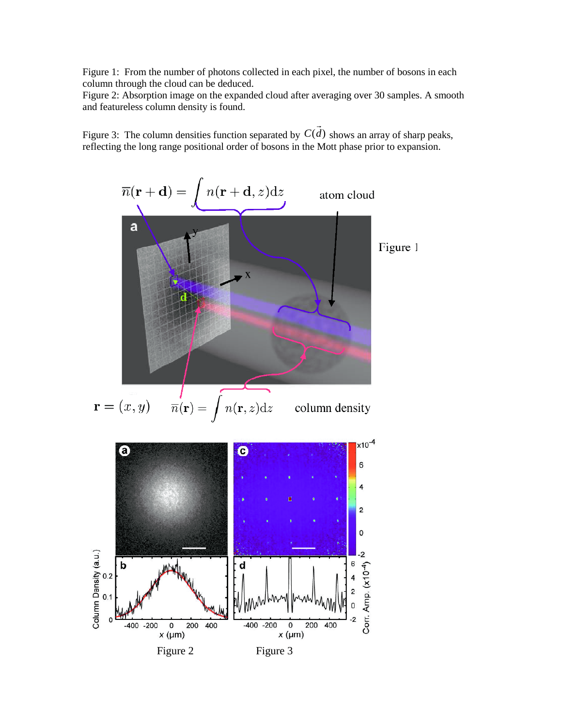Figure 1: From the number of photons collected in each pixel, the number of bosons in each column through the cloud can be deduced.

Figure 2: Absorption image on the expanded cloud after averaging over 30 samples. A smooth and featureless column density is found.

Figure 3: The column densities function separated by $C(\vec{d})$ shows an array of sharp peaks, reflecting the long range positional order of bosons in the Mott phase prior to expansion.

$$\overline{n}(\mathbf{r}+\mathbf{d}) = \int n(\mathbf{r}+\mathbf{d}, z)\mathrm{d}z$$

atom cloud

a

y

x

d

Figure 1

$\mathbf{r} = (x, y)$

$$\overline{n}(\mathbf{r}) = \int n(\mathbf{r}, z)\mathrm{d}z$$

column density

a

c

x10^-4

6

4

2

0

-2

b

Column Density (a.u.)

0.2

0.1

0

-400 -200 0 200 400

x (μm)

d

6

4

2

0

-2

Corr. Amp. (x10^-4)

-400 -200 0 200 400

x (μm)

Figure 2

Figure 3